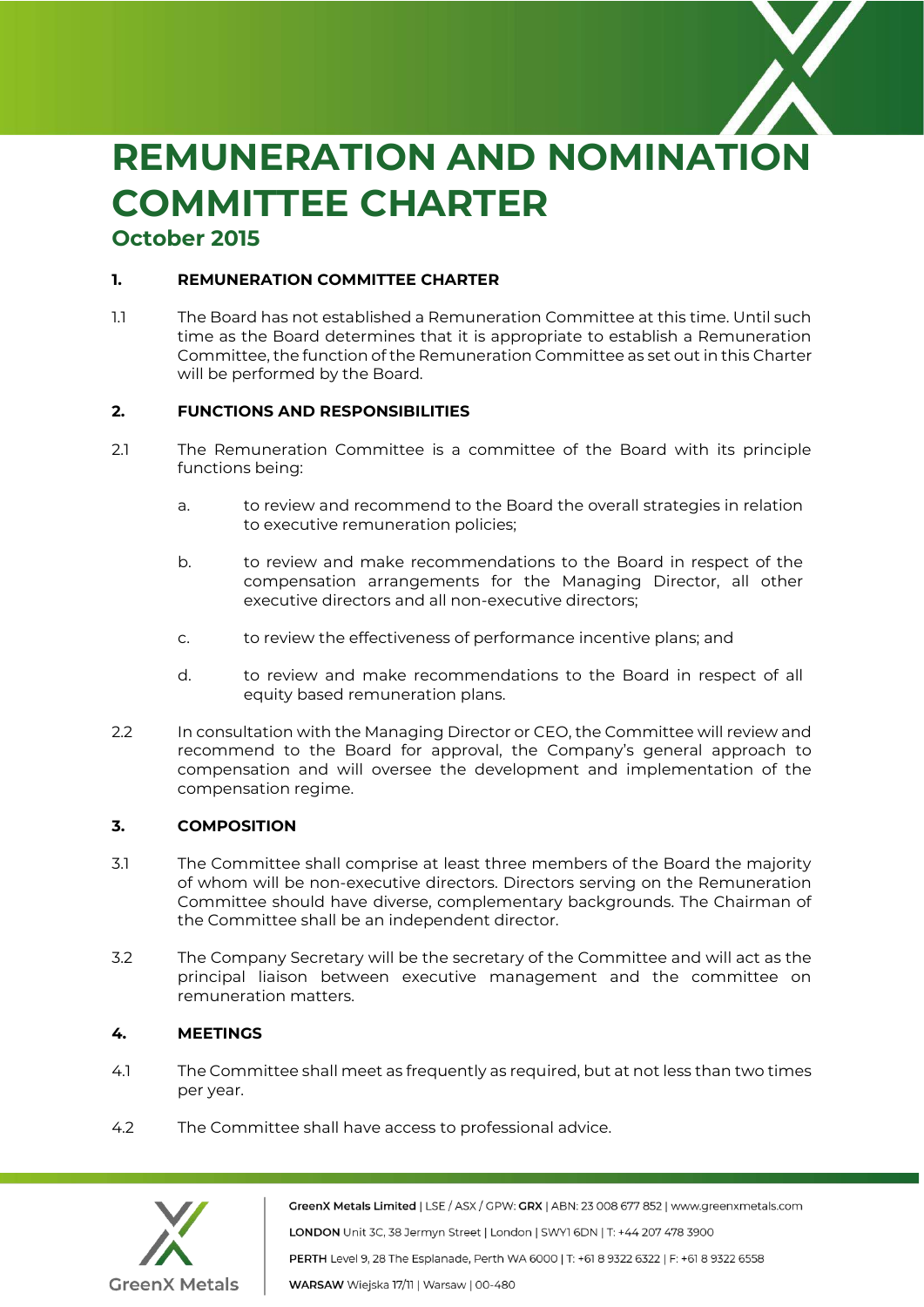# REMUNERATION AND NOMINATION COMMITTEE CHARTER

## October 2015

### 1. REMUNERATION COMMITTEE CHARTER

1.1 The Board has not established a Remuneration Committee at this time. Until such time as the Board determines that it is appropriate to establish a Remuneration Committee, the function of the Remuneration Committee as set out in this Charter will be performed by the Board.

### 2. FUNCTIONS AND RESPONSIBILITIES

2.1 The Remuneration Committee is a committee of the Board with its principle functions being:

a. to review and recommend to the Board the overall strategies in relation to executive remuneration policies;

b. to review and make recommendations to the Board in respect of the compensation arrangements for the Managing Director, all other executive directors and all non-executive directors;

c. to review the effectiveness of performance incentive plans; and

d. to review and make recommendations to the Board in respect of all equity based remuneration plans.

2.2 In consultation with the Managing Director or CEO, the Committee will review and recommend to the Board for approval, the Company's general approach to compensation and will oversee the development and implementation of the compensation regime.

### 3. COMPOSITION

3.1 The Committee shall comprise at least three members of the Board the majority of whom will be non-executive directors. Directors serving on the Remuneration Committee should have diverse, complementary backgrounds. The Chairman of the Committee shall be an independent director.

3.2 The Company Secretary will be the secretary of the Committee and will act as the principal liaison between executive management and the committee on remuneration matters.

### 4. MEETINGS

4.1 The Committee shall meet as frequently as required, but at not less than two times per year.

4.2 The Committee shall have access to professional advice.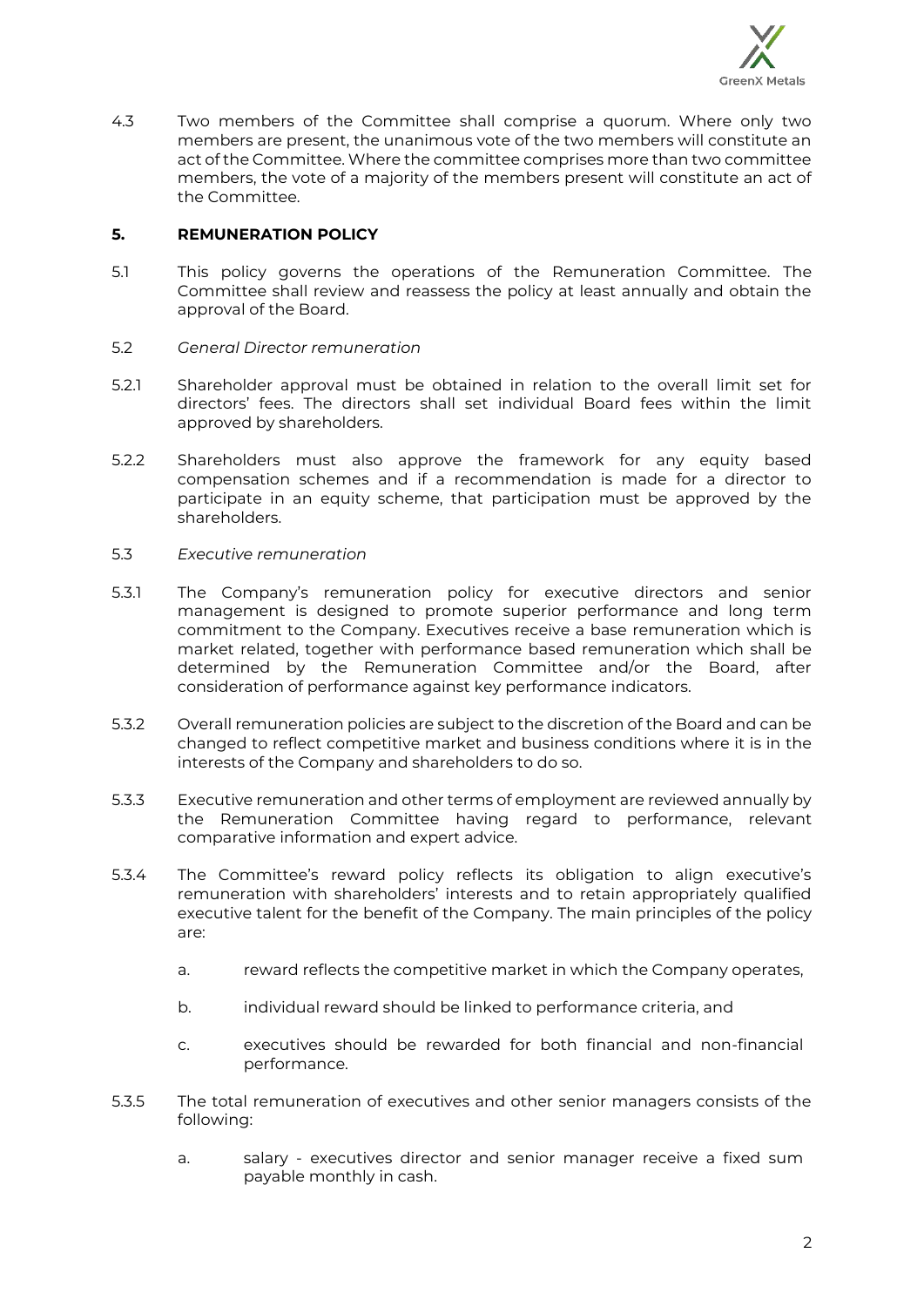4.3 Two members of the Committee shall comprise a quorum. Where only two members are present, the unanimous vote of the two members will constitute an act of the Committee. Where the committee comprises more than two committee members, the vote of a majority of the members present will constitute an act of the Committee.

## 5. REMUNERATION POLICY

5.1 This policy governs the operations of the Remuneration Committee. The Committee shall review and reassess the policy at least annually and obtain the approval of the Board.

5.2 *General Director remuneration*

5.2.1 Shareholder approval must be obtained in relation to the overall limit set for directors' fees. The directors shall set individual Board fees within the limit approved by shareholders.

5.2.2 Shareholders must also approve the framework for any equity based compensation schemes and if a recommendation is made for a director to participate in an equity scheme, that participation must be approved by the shareholders.

5.3 *Executive remuneration*

5.3.1 The Company's remuneration policy for executive directors and senior management is designed to promote superior performance and long term commitment to the Company. Executives receive a base remuneration which is market related, together with performance based remuneration which shall be determined by the Remuneration Committee and/or the Board, after consideration of performance against key performance indicators.

5.3.2 Overall remuneration policies are subject to the discretion of the Board and can be changed to reflect competitive market and business conditions where it is in the interests of the Company and shareholders to do so.

5.3.3 Executive remuneration and other terms of employment are reviewed annually by the Remuneration Committee having regard to performance, relevant comparative information and expert advice.

5.3.4 The Committee's reward policy reflects its obligation to align executive's remuneration with shareholders' interests and to retain appropriately qualified executive talent for the benefit of the Company. The main principles of the policy are:

a. reward reflects the competitive market in which the Company operates,

b. individual reward should be linked to performance criteria, and

c. executives should be rewarded for both financial and non-financial performance.

5.3.5 The total remuneration of executives and other senior managers consists of the following:

a. salary - executives director and senior manager receive a fixed sum payable monthly in cash.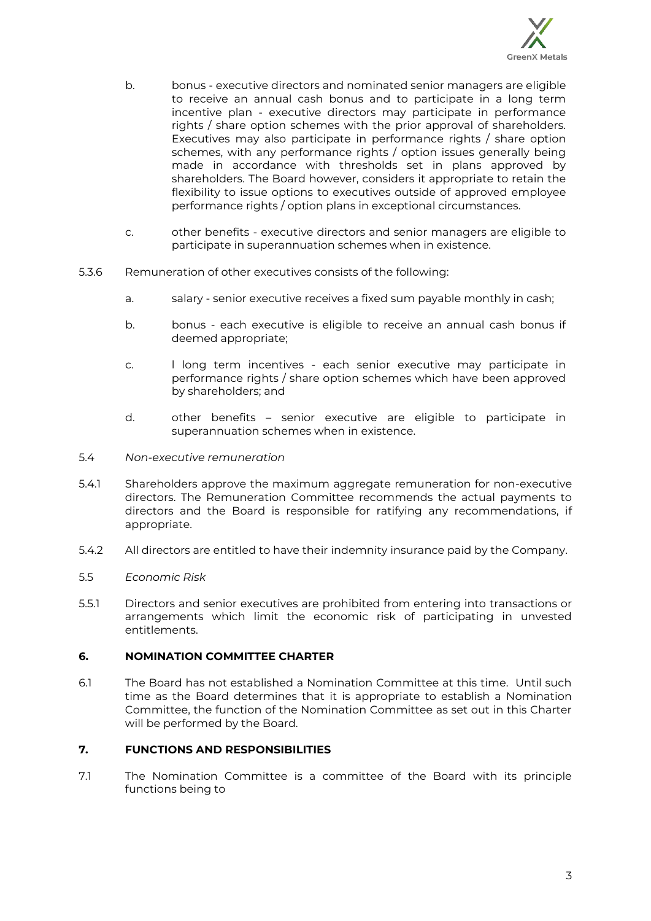b. bonus - executive directors and nominated senior managers are eligible to receive an annual cash bonus and to participate in a long term incentive plan - executive directors may participate in performance rights / share option schemes with the prior approval of shareholders. Executives may also participate in performance rights / share option schemes, with any performance rights / option issues generally being made in accordance with thresholds set in plans approved by shareholders. The Board however, considers it appropriate to retain the flexibility to issue options to executives outside of approved employee performance rights / option plans in exceptional circumstances.

c. other benefits - executive directors and senior managers are eligible to participate in superannuation schemes when in existence.

5.3.6 Remuneration of other executives consists of the following:

a. salary - senior executive receives a fixed sum payable monthly in cash;

b. bonus - each executive is eligible to receive an annual cash bonus if deemed appropriate;

c. l long term incentives - each senior executive may participate in performance rights / share option schemes which have been approved by shareholders; and

d. other benefits – senior executive are eligible to participate in superannuation schemes when in existence.

5.4 *Non-executive remuneration*

5.4.1 Shareholders approve the maximum aggregate remuneration for non-executive directors. The Remuneration Committee recommends the actual payments to directors and the Board is responsible for ratifying any recommendations, if appropriate.

5.4.2 All directors are entitled to have their indemnity insurance paid by the Company.

5.5 *Economic Risk*

5.5.1 Directors and senior executives are prohibited from entering into transactions or arrangements which limit the economic risk of participating in unvested entitlements.

## 6. NOMINATION COMMITTEE CHARTER

6.1 The Board has not established a Nomination Committee at this time. Until such time as the Board determines that it is appropriate to establish a Nomination Committee, the function of the Nomination Committee as set out in this Charter will be performed by the Board.

## 7. FUNCTIONS AND RESPONSIBILITIES

7.1 The Nomination Committee is a committee of the Board with its principle functions being to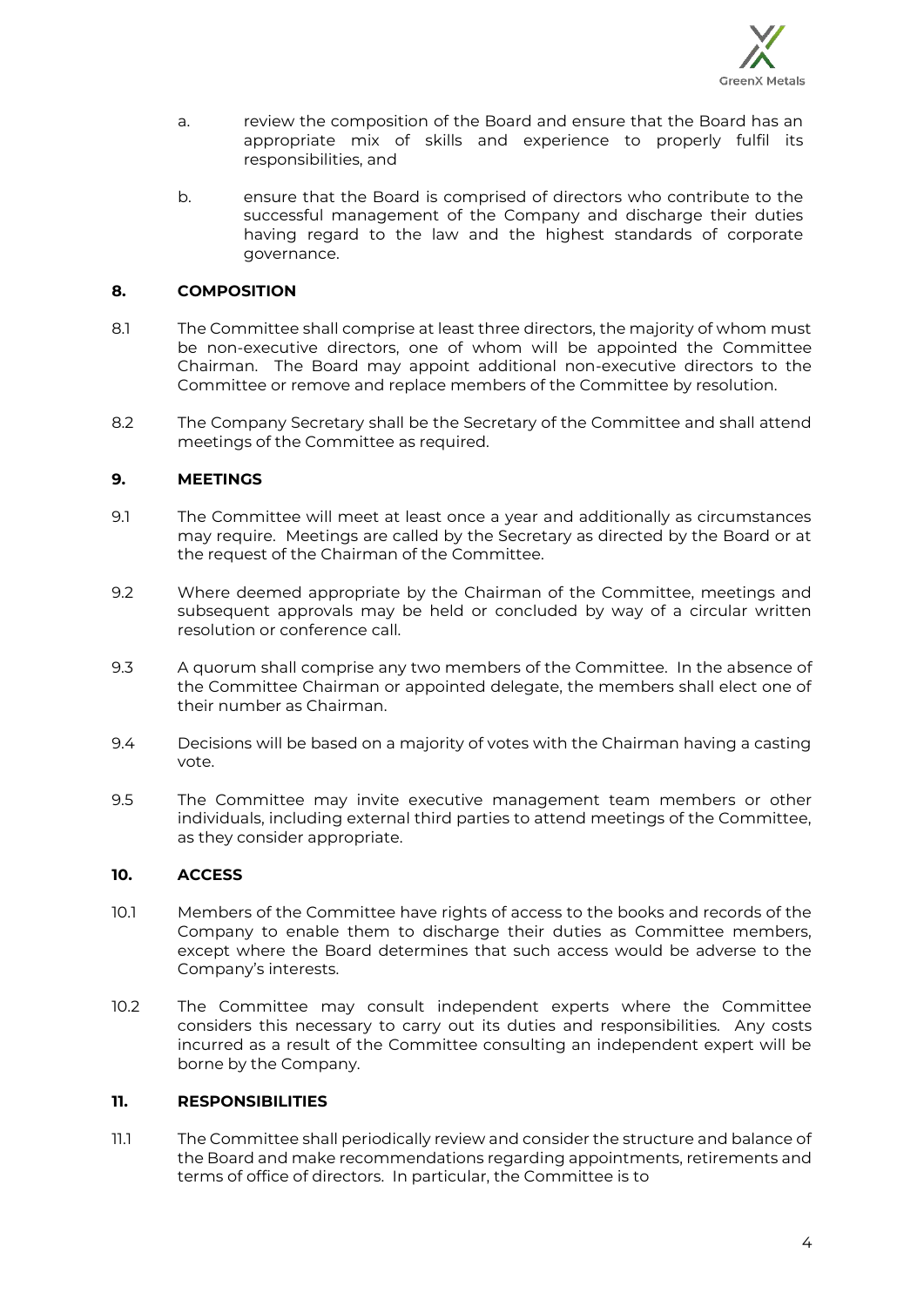a. review the composition of the Board and ensure that the Board has an appropriate mix of skills and experience to properly fulfil its responsibilities, and

b. ensure that the Board is comprised of directors who contribute to the successful management of the Company and discharge their duties having regard to the law and the highest standards of corporate governance.

## 8. COMPOSITION

8.1 The Committee shall comprise at least three directors, the majority of whom must be non-executive directors, one of whom will be appointed the Committee Chairman. The Board may appoint additional non-executive directors to the Committee or remove and replace members of the Committee by resolution.

8.2 The Company Secretary shall be the Secretary of the Committee and shall attend meetings of the Committee as required.

## 9. MEETINGS

9.1 The Committee will meet at least once a year and additionally as circumstances may require. Meetings are called by the Secretary as directed by the Board or at the request of the Chairman of the Committee.

9.2 Where deemed appropriate by the Chairman of the Committee, meetings and subsequent approvals may be held or concluded by way of a circular written resolution or conference call.

9.3 A quorum shall comprise any two members of the Committee. In the absence of the Committee Chairman or appointed delegate, the members shall elect one of their number as Chairman.

9.4 Decisions will be based on a majority of votes with the Chairman having a casting vote.

9.5 The Committee may invite executive management team members or other individuals, including external third parties to attend meetings of the Committee, as they consider appropriate.

## 10. ACCESS

10.1 Members of the Committee have rights of access to the books and records of the Company to enable them to discharge their duties as Committee members, except where the Board determines that such access would be adverse to the Company's interests.

10.2 The Committee may consult independent experts where the Committee considers this necessary to carry out its duties and responsibilities. Any costs incurred as a result of the Committee consulting an independent expert will be borne by the Company.

## 11. RESPONSIBILITIES

11.1 The Committee shall periodically review and consider the structure and balance of the Board and make recommendations regarding appointments, retirements and terms of office of directors. In particular, the Committee is to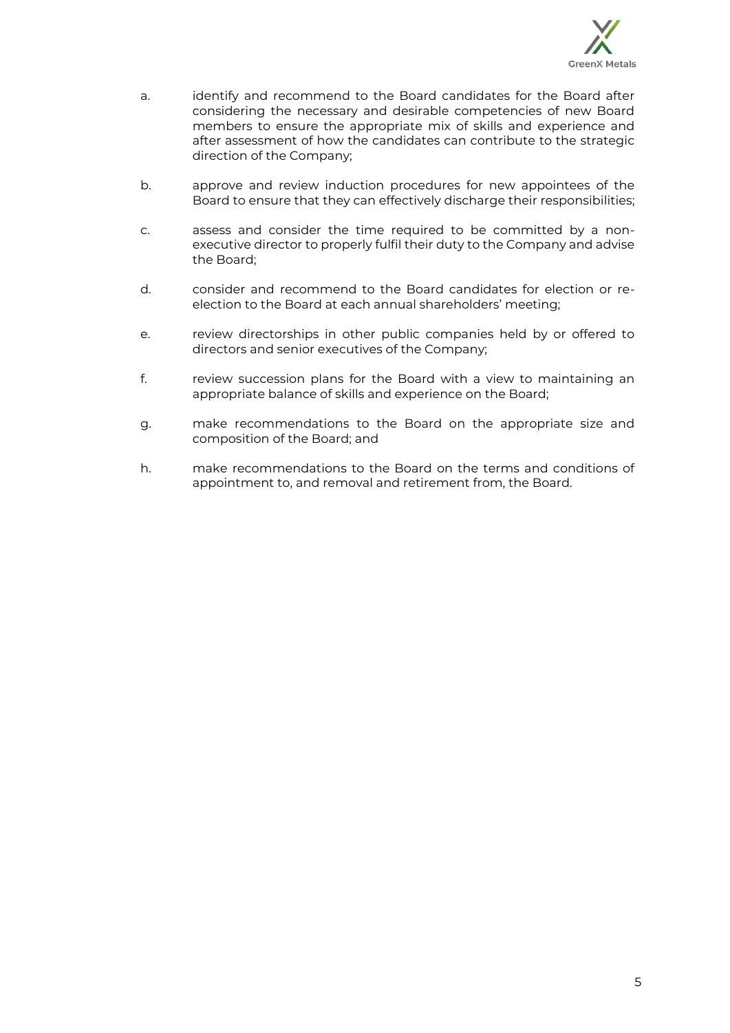a. identify and recommend to the Board candidates for the Board after considering the necessary and desirable competencies of new Board members to ensure the appropriate mix of skills and experience and after assessment of how the candidates can contribute to the strategic direction of the Company;

b. approve and review induction procedures for new appointees of the Board to ensure that they can effectively discharge their responsibilities;

c. assess and consider the time required to be committed by a non-executive director to properly fulfil their duty to the Company and advise the Board;

d. consider and recommend to the Board candidates for election or re-election to the Board at each annual shareholders' meeting;

e. review directorships in other public companies held by or offered to directors and senior executives of the Company;

f. review succession plans for the Board with a view to maintaining an appropriate balance of skills and experience on the Board;

g. make recommendations to the Board on the appropriate size and composition of the Board; and

h. make recommendations to the Board on the terms and conditions of appointment to, and removal and retirement from, the Board.